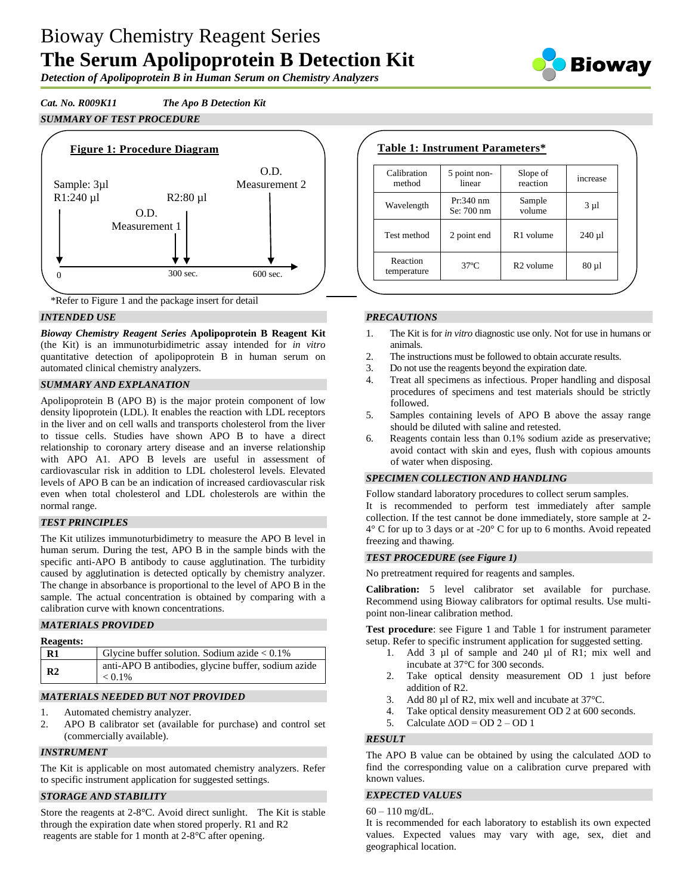# Bioway Chemistry Reagent Series
# The Serum Apolipoprotein B Detection Kit

***Detection of Apolipoprotein B in Human Serum on Chemistry Analyzers***

*Cat. No. R009K11* *The Apo B Detection Kit*

## SUMMARY OF TEST PROCEDURE

**Figure 1: Procedure Diagram**

Sample: 3µl
R1:240 µl

O.D. Measurement 1

R2:80 µl

O.D. Measurement 2

0 — 300 sec. — 600 sec.

**Table 1: Instrument Parameters***

| Calibration method | 5 point non-linear | Slope of reaction | increase |
|---|---|---|---|
| Wavelength | Pr:340 nm Se: 700 nm | Sample volume | 3 µl |
| Test method | 2 point end | R1 volume | 240 µl |
| Reaction temperature | 37ºC | R2 volume | 80 µl |

*Refer to Figure 1 and the package insert for detail

## INTENDED USE

***Bioway Chemistry Reagent Series*** **Apolipoprotein B Reagent Kit** (the Kit) is an immunoturbidimetric assay intended for *in vitro* quantitative detection of apolipoprotein B in human serum on automated clinical chemistry analyzers.

## SUMMARY AND EXPLANATION

Apolipoprotein B (APO B) is the major protein component of low density lipoprotein (LDL). It enables the reaction with LDL receptors in the liver and on cell walls and transports cholesterol from the liver to tissue cells. Studies have shown APO B to have a direct relationship to coronary artery disease and an inverse relationship with APO A1. APO B levels are useful in assessment of cardiovascular risk in addition to LDL cholesterol levels. Elevated levels of APO B can be an indication of increased cardiovascular risk even when total cholesterol and LDL cholesterols are within the normal range.

## TEST PRINCIPLES

The Kit utilizes immunoturbidimetry to measure the APO B level in human serum. During the test, APO B in the sample binds with the specific anti-APO B antibody to cause agglutination. The turbidity caused by agglutination is detected optically by chemistry analyzer. The change in absorbance is proportional to the level of APO B in the sample. The actual concentration is obtained by comparing with a calibration curve with known concentrations.

## MATERIALS PROVIDED

**Reagents:**

| | |
|---|---|
| **R1** | Glycine buffer solution. Sodium azide < 0.1% |
| **R2** | anti-APO B antibodies, glycine buffer, sodium azide < 0.1% |

## MATERIALS NEEDED BUT NOT PROVIDED

1. Automated chemistry analyzer.
2. APO B calibrator set (available for purchase) and control set (commercially available).

## INSTRUMENT

The Kit is applicable on most automated chemistry analyzers. Refer to specific instrument application for suggested settings.

## STORAGE AND STABILITY

Store the reagents at 2-8°C. Avoid direct sunlight. The Kit is stable through the expiration date when stored properly. R1 and R2 reagents are stable for 1 month at 2-8°C after opening.

## PRECAUTIONS

1. The Kit is for *in vitro* diagnostic use only. Not for use in humans or animals.
2. The instructions must be followed to obtain accurate results.
3. Do not use the reagents beyond the expiration date.
4. Treat all specimens as infectious. Proper handling and disposal procedures of specimens and test materials should be strictly followed.
5. Samples containing levels of APO B above the assay range should be diluted with saline and retested.
6. Reagents contain less than 0.1% sodium azide as preservative; avoid contact with skin and eyes, flush with copious amounts of water when disposing.

## SPECIMEN COLLECTION AND HANDLING

Follow standard laboratory procedures to collect serum samples.
It is recommended to perform test immediately after sample collection. If the test cannot be done immediately, store sample at 2-4° C for up to 3 days or at -20° C for up to 6 months. Avoid repeated freezing and thawing.

## TEST PROCEDURE (see Figure 1)

No pretreatment required for reagents and samples.

**Calibration:** 5 level calibrator set available for purchase. Recommend using Bioway calibrators for optimal results. Use multi-point non-linear calibration method.

**Test procedure**: see Figure 1 and Table 1 for instrument parameter setup. Refer to specific instrument application for suggested setting.

1. Add 3 µl of sample and 240 µl of R1; mix well and incubate at 37°C for 300 seconds.
2. Take optical density measurement OD 1 just before addition of R2.
3. Add 80 µl of R2, mix well and incubate at 37°C.
4. Take optical density measurement OD 2 at 600 seconds.
5. Calculate ΔOD = OD 2 – OD 1

## RESULT

The APO B value can be obtained by using the calculated ΔOD to find the corresponding value on a calibration curve prepared with known values.

## EXPECTED VALUES

60 – 110 mg/dL.
It is recommended for each laboratory to establish its own expected values. Expected values may vary with age, sex, diet and geographical location.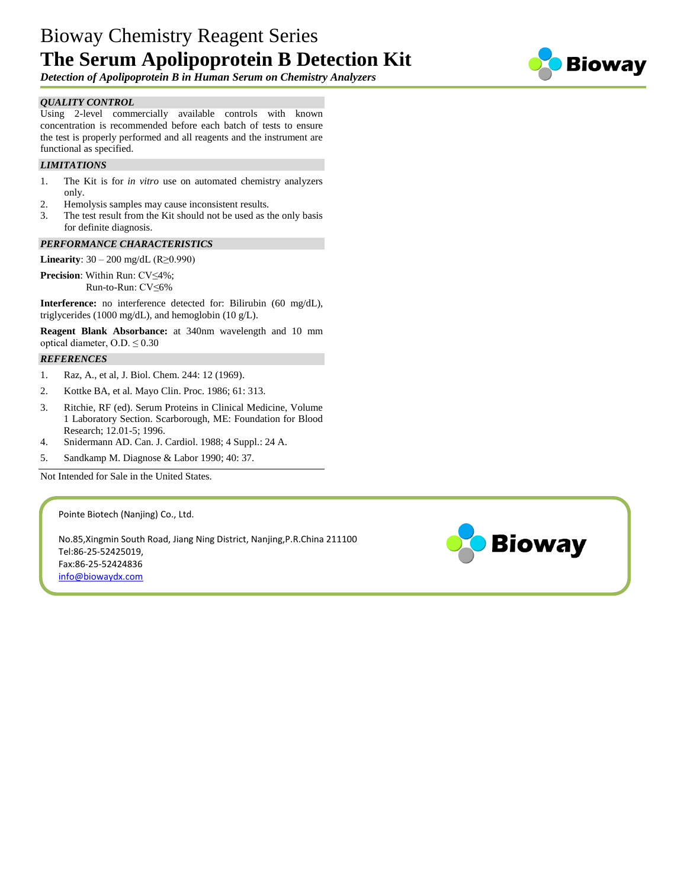Bioway Chemistry Reagent Series

# The Serum Apolipoprotein B Detection Kit

***Detection of Apolipoprotein B in Human Serum on Chemistry Analyzers***

### *QUALITY CONTROL*

Using 2-level commercially available controls with known concentration is recommended before each batch of tests to ensure the test is properly performed and all reagents and the instrument are functional as specified.

### *LIMITATIONS*

1. The Kit is for *in vitro* use on automated chemistry analyzers only.
2. Hemolysis samples may cause inconsistent results.
3. The test result from the Kit should not be used as the only basis for definite diagnosis.

### *PERFORMANCE CHARACTERISTICS*

**Linearity**: 30 – 200 mg/dL (R≥0.990)

**Precision**: Within Run: CV≤4%;
Run-to-Run: CV≤6%

**Interference:** no interference detected for: Bilirubin (60 mg/dL), triglycerides (1000 mg/dL), and hemoglobin (10 g/L).

**Reagent Blank Absorbance:** at 340nm wavelength and 10 mm optical diameter, O.D. ≤ 0.30

### *REFERENCES*

1. Raz, A., et al, J. Biol. Chem. 244: 12 (1969).
2. Kottke BA, et al. Mayo Clin. Proc. 1986; 61: 313.
3. Ritchie, RF (ed). Serum Proteins in Clinical Medicine, Volume 1 Laboratory Section. Scarborough, ME: Foundation for Blood Research; 12.01-5; 1996.
4. Snidermann AD. Can. J. Cardiol. 1988; 4 Suppl.: 24 A.
5. Sandkamp M. Diagnose & Labor 1990; 40: 37.

Not Intended for Sale in the United States.

Pointe Biotech (Nanjing) Co., Ltd.

No.85,Xingmin South Road, Jiang Ning District, Nanjing,P.R.China 211100
Tel:86-25-52425019,
Fax:86-25-52424836
info@biowaydx.com